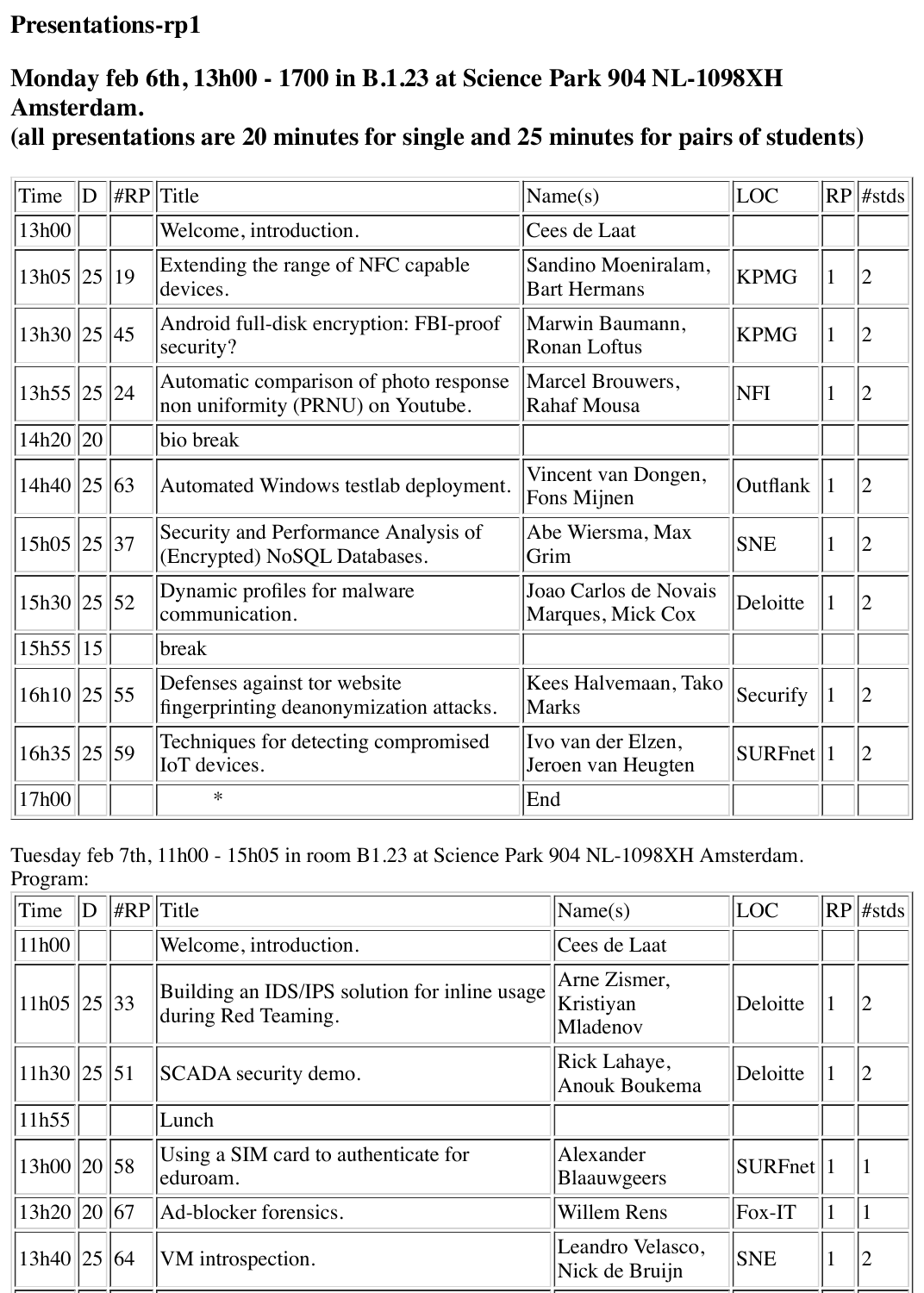# Presentations-rp1

## Monday feb 6th, 13h00 - 1700 in B.1.23 at Science Park 904 NL-1098XH Amsterdam.
## (all presentations are 20 minutes for single and 25 minutes for pairs of students)

| Time | D | #RP | Title | Name(s) | LOC | RP | #stds |
|---|---|---|---|---|---|---|---|
| 13h00 | | | Welcome, introduction. | Cees de Laat | | | |
| 13h05 | 25 | 19 | Extending the range of NFC capable devices. | Sandino Moeniralam, Bart Hermans | KPMG | 1 | 2 |
| 13h30 | 25 | 45 | Android full-disk encryption: FBI-proof security? | Marwin Baumann, Ronan Loftus | KPMG | 1 | 2 |
| 13h55 | 25 | 24 | Automatic comparison of photo response non uniformity (PRNU) on Youtube. | Marcel Brouwers, Rahaf Mousa | NFI | 1 | 2 |
| 14h20 | 20 | | bio break | | | | |
| 14h40 | 25 | 63 | Automated Windows testlab deployment. | Vincent van Dongen, Fons Mijnen | Outflank | 1 | 2 |
| 15h05 | 25 | 37 | Security and Performance Analysis of (Encrypted) NoSQL Databases. | Abe Wiersma, Max Grim | SNE | 1 | 2 |
| 15h30 | 25 | 52 | Dynamic profiles for malware communication. | Joao Carlos de Novais Marques, Mick Cox | Deloitte | 1 | 2 |
| 15h55 | 15 | | break | | | | |
| 16h10 | 25 | 55 | Defenses against tor website fingerprinting deanonymization attacks. | Kees Halvemaan, Tako Marks | Securify | 1 | 2 |
| 16h35 | 25 | 59 | Techniques for detecting compromised IoT devices. | Ivo van der Elzen, Jeroen van Heugten | SURFnet | 1 | 2 |
| 17h00 | | | * | End | | | |

Tuesday feb 7th, 11h00 - 15h05 in room B1.23 at Science Park 904 NL-1098XH Amsterdam.
Program:

| Time | D | #RP | Title | Name(s) | LOC | RP | #stds |
|---|---|---|---|---|---|---|---|
| 11h00 | | | Welcome, introduction. | Cees de Laat | | | |
| 11h05 | 25 | 33 | Building an IDS/IPS solution for inline usage during Red Teaming. | Arne Zismer, Kristiyan Mladenov | Deloitte | 1 | 2 |
| 11h30 | 25 | 51 | SCADA security demo. | Rick Lahaye, Anouk Boukema | Deloitte | 1 | 2 |
| 11h55 | | | Lunch | | | | |
| 13h00 | 20 | 58 | Using a SIM card to authenticate for eduroam. | Alexander Blaauwgeers | SURFnet | 1 | 1 |
| 13h20 | 20 | 67 | Ad-blocker forensics. | Willem Rens | Fox-IT | 1 | 1 |
| 13h40 | 25 | 64 | VM introspection. | Leandro Velasco, Nick de Bruijn | SNE | 1 | 2 |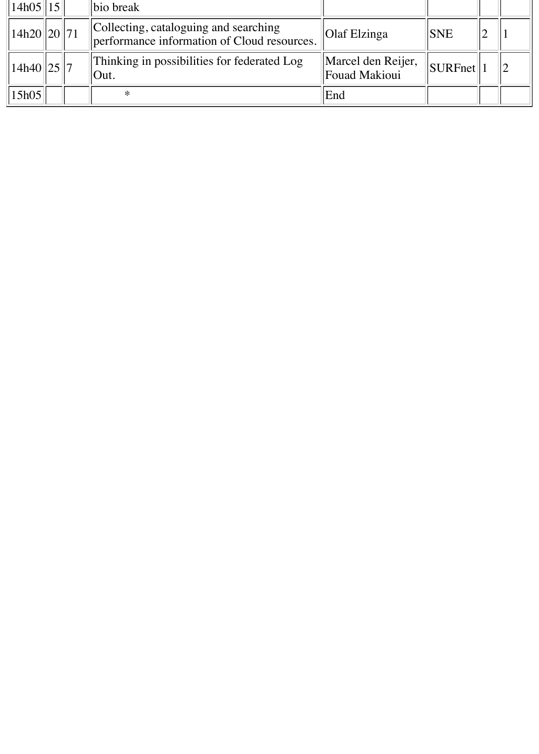| | | | | | | | |
|---|---|---|---|---|---|---|---|
| 14h05 | 15 | | bio break | | | | |
| 14h20 | 20 | 71 | Collecting, cataloguing and searching performance information of Cloud resources. | Olaf Elzinga | SNE | 2 | 1 |
| 14h40 | 25 | 7 | Thinking in possibilities for federated Log Out. | Marcel den Reijer, Fouad Makioui | SURFnet | 1 | 2 |
| 15h05 | | | * | End | | | |